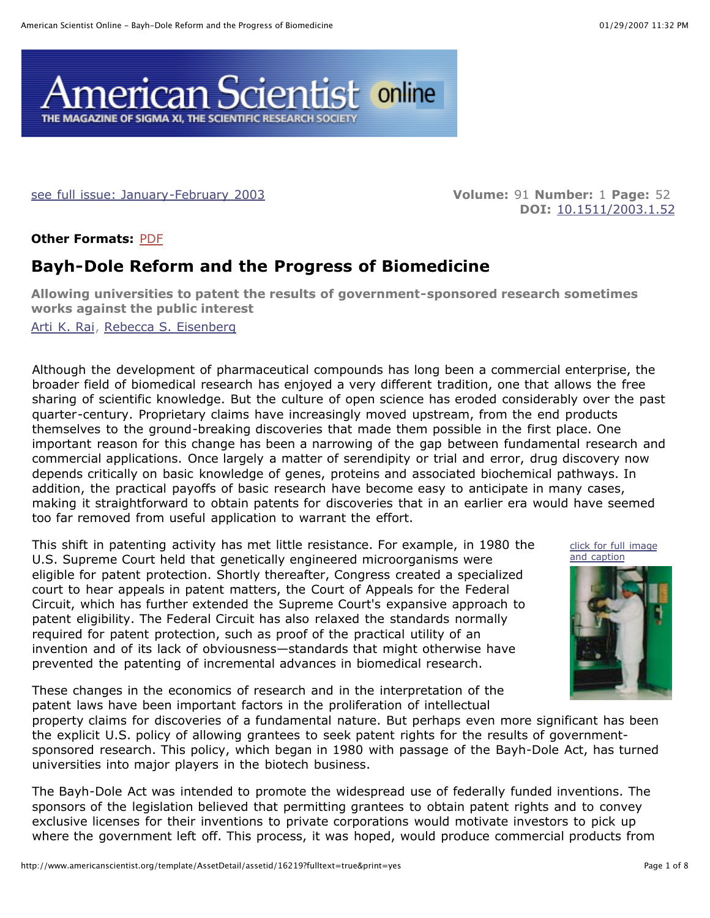see full issue: January-February 2003

**Volume:** 91 **Number:** 1 **Page:** 52
**DOI:** 10.1511/2003.1.52

**Other Formats:** PDF

# Bayh-Dole Reform and the Progress of Biomedicine

**Allowing universities to patent the results of government-sponsored research sometimes works against the public interest**

Arti K. Rai, Rebecca S. Eisenberg

Although the development of pharmaceutical compounds has long been a commercial enterprise, the broader field of biomedical research has enjoyed a very different tradition, one that allows the free sharing of scientific knowledge. But the culture of open science has eroded considerably over the past quarter-century. Proprietary claims have increasingly moved upstream, from the end products themselves to the ground-breaking discoveries that made them possible in the first place. One important reason for this change has been a narrowing of the gap between fundamental research and commercial applications. Once largely a matter of serendipity or trial and error, drug discovery now depends critically on basic knowledge of genes, proteins and associated biochemical pathways. In addition, the practical payoffs of basic research have become easy to anticipate in many cases, making it straightforward to obtain patents for discoveries that in an earlier era would have seemed too far removed from useful application to warrant the effort.

This shift in patenting activity has met little resistance. For example, in 1980 the U.S. Supreme Court held that genetically engineered microorganisms were eligible for patent protection. Shortly thereafter, Congress created a specialized court to hear appeals in patent matters, the Court of Appeals for the Federal Circuit, which has further extended the Supreme Court's expansive approach to patent eligibility. The Federal Circuit has also relaxed the standards normally required for patent protection, such as proof of the practical utility of an invention and of its lack of obviousness—standards that might otherwise have prevented the patenting of incremental advances in biomedical research.

click for full image and caption

These changes in the economics of research and in the interpretation of the patent laws have been important factors in the proliferation of intellectual property claims for discoveries of a fundamental nature. But perhaps even more significant has been the explicit U.S. policy of allowing grantees to seek patent rights for the results of government-sponsored research. This policy, which began in 1980 with passage of the Bayh-Dole Act, has turned universities into major players in the biotech business.

The Bayh-Dole Act was intended to promote the widespread use of federally funded inventions. The sponsors of the legislation believed that permitting grantees to obtain patent rights and to convey exclusive licenses for their inventions to private corporations would motivate investors to pick up where the government left off. This process, it was hoped, would produce commercial products from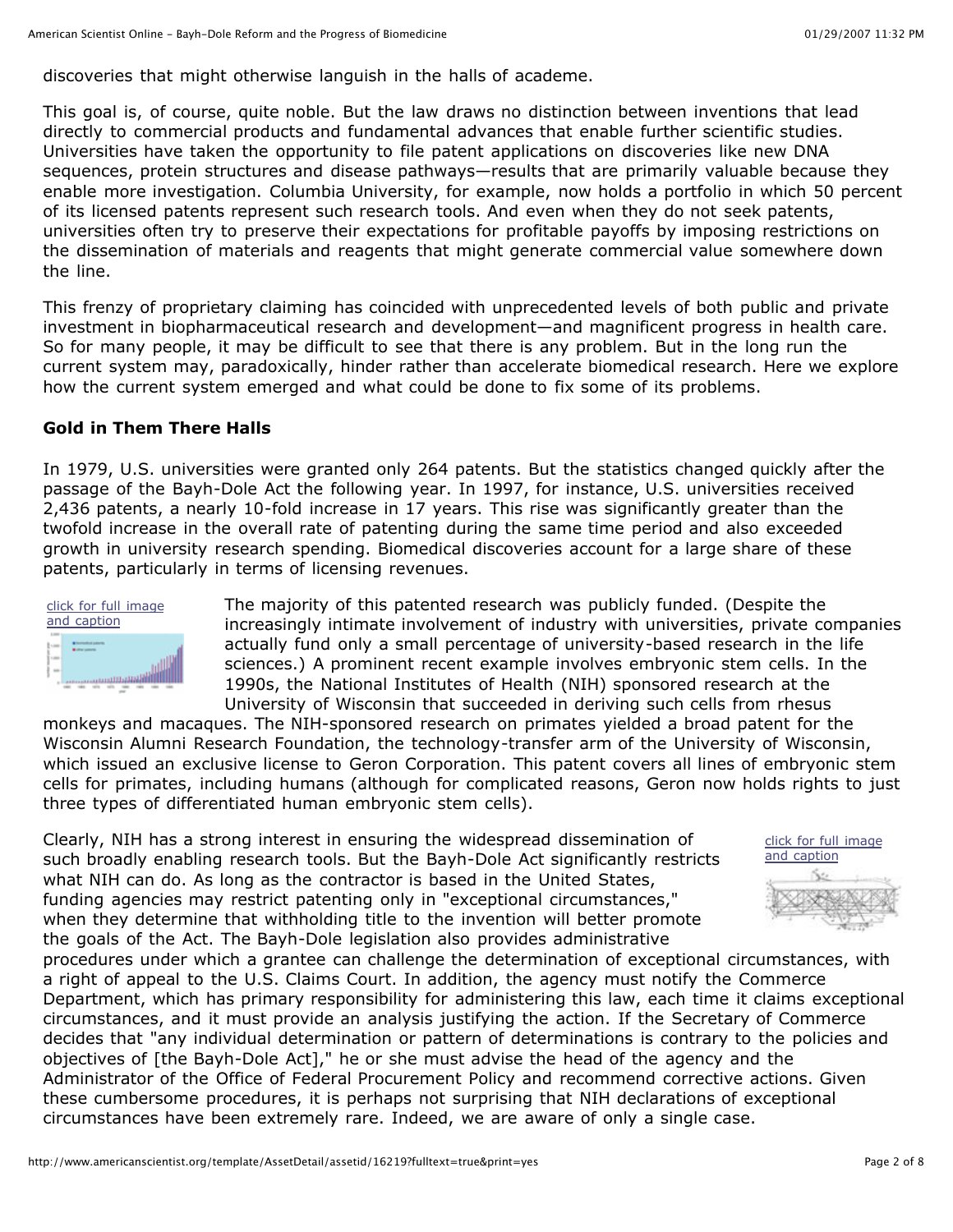discoveries that might otherwise languish in the halls of academe.

This goal is, of course, quite noble. But the law draws no distinction between inventions that lead directly to commercial products and fundamental advances that enable further scientific studies. Universities have taken the opportunity to file patent applications on discoveries like new DNA sequences, protein structures and disease pathways—results that are primarily valuable because they enable more investigation. Columbia University, for example, now holds a portfolio in which 50 percent of its licensed patents represent such research tools. And even when they do not seek patents, universities often try to preserve their expectations for profitable payoffs by imposing restrictions on the dissemination of materials and reagents that might generate commercial value somewhere down the line.

This frenzy of proprietary claiming has coincided with unprecedented levels of both public and private investment in biopharmaceutical research and development—and magnificent progress in health care. So for many people, it may be difficult to see that there is any problem. But in the long run the current system may, paradoxically, hinder rather than accelerate biomedical research. Here we explore how the current system emerged and what could be done to fix some of its problems.

**Gold in Them There Halls**

In 1979, U.S. universities were granted only 264 patents. But the statistics changed quickly after the passage of the Bayh-Dole Act the following year. In 1997, for instance, U.S. universities received 2,436 patents, a nearly 10-fold increase in 17 years. This rise was significantly greater than the twofold increase in the overall rate of patenting during the same time period and also exceeded growth in university research spending. Biomedical discoveries account for a large share of these patents, particularly in terms of licensing revenues.

click for full image and caption

The majority of this patented research was publicly funded. (Despite the increasingly intimate involvement of industry with universities, private companies actually fund only a small percentage of university-based research in the life sciences.) A prominent recent example involves embryonic stem cells. In the 1990s, the National Institutes of Health (NIH) sponsored research at the University of Wisconsin that succeeded in deriving such cells from rhesus monkeys and macaques. The NIH-sponsored research on primates yielded a broad patent for the Wisconsin Alumni Research Foundation, the technology-transfer arm of the University of Wisconsin, which issued an exclusive license to Geron Corporation. This patent covers all lines of embryonic stem cells for primates, including humans (although for complicated reasons, Geron now holds rights to just three types of differentiated human embryonic stem cells).

click for full image and caption

Clearly, NIH has a strong interest in ensuring the widespread dissemination of such broadly enabling research tools. But the Bayh-Dole Act significantly restricts what NIH can do. As long as the contractor is based in the United States, funding agencies may restrict patenting only in "exceptional circumstances," when they determine that withholding title to the invention will better promote the goals of the Act. The Bayh-Dole legislation also provides administrative procedures under which a grantee can challenge the determination of exceptional circumstances, with a right of appeal to the U.S. Claims Court. In addition, the agency must notify the Commerce Department, which has primary responsibility for administering this law, each time it claims exceptional circumstances, and it must provide an analysis justifying the action. If the Secretary of Commerce decides that "any individual determination or pattern of determinations is contrary to the policies and objectives of [the Bayh-Dole Act]," he or she must advise the head of the agency and the Administrator of the Office of Federal Procurement Policy and recommend corrective actions. Given these cumbersome procedures, it is perhaps not surprising that NIH declarations of exceptional circumstances have been extremely rare. Indeed, we are aware of only a single case.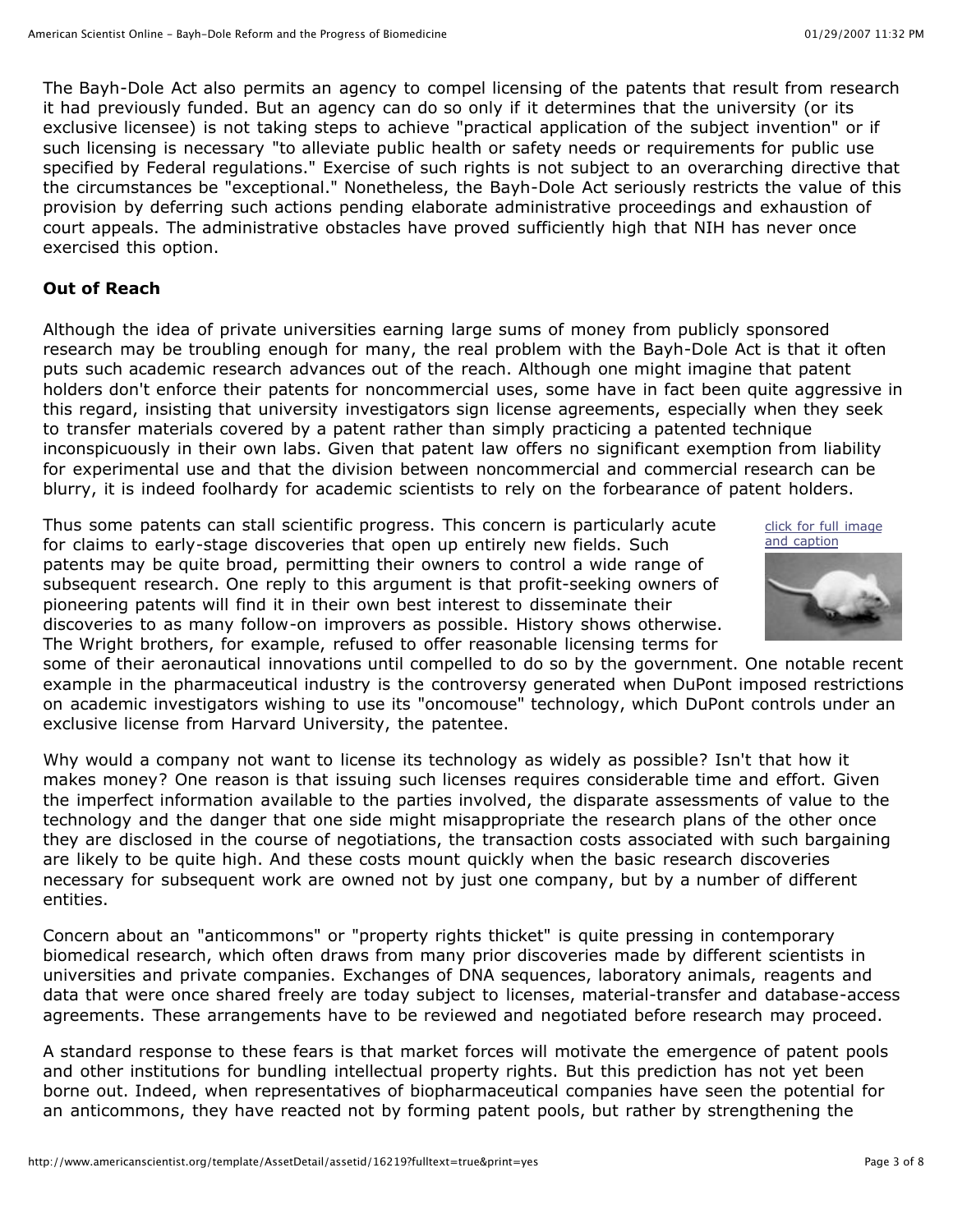The Bayh-Dole Act also permits an agency to compel licensing of the patents that result from research it had previously funded. But an agency can do so only if it determines that the university (or its exclusive licensee) is not taking steps to achieve "practical application of the subject invention" or if such licensing is necessary "to alleviate public health or safety needs or requirements for public use specified by Federal regulations." Exercise of such rights is not subject to an overarching directive that the circumstances be "exceptional." Nonetheless, the Bayh-Dole Act seriously restricts the value of this provision by deferring such actions pending elaborate administrative proceedings and exhaustion of court appeals. The administrative obstacles have proved sufficiently high that NIH has never once exercised this option.

**Out of Reach**

Although the idea of private universities earning large sums of money from publicly sponsored research may be troubling enough for many, the real problem with the Bayh-Dole Act is that it often puts such academic research advances out of the reach. Although one might imagine that patent holders don't enforce their patents for noncommercial uses, some have in fact been quite aggressive in this regard, insisting that university investigators sign license agreements, especially when they seek to transfer materials covered by a patent rather than simply practicing a patented technique inconspicuously in their own labs. Given that patent law offers no significant exemption from liability for experimental use and that the division between noncommercial and commercial research can be blurry, it is indeed foolhardy for academic scientists to rely on the forbearance of patent holders.

click for full image and caption

Thus some patents can stall scientific progress. This concern is particularly acute for claims to early-stage discoveries that open up entirely new fields. Such patents may be quite broad, permitting their owners to control a wide range of subsequent research. One reply to this argument is that profit-seeking owners of pioneering patents will find it in their own best interest to disseminate their discoveries to as many follow-on improvers as possible. History shows otherwise. The Wright brothers, for example, refused to offer reasonable licensing terms for some of their aeronautical innovations until compelled to do so by the government. One notable recent example in the pharmaceutical industry is the controversy generated when DuPont imposed restrictions on academic investigators wishing to use its "oncomouse" technology, which DuPont controls under an exclusive license from Harvard University, the patentee.

Why would a company not want to license its technology as widely as possible? Isn't that how it makes money? One reason is that issuing such licenses requires considerable time and effort. Given the imperfect information available to the parties involved, the disparate assessments of value to the technology and the danger that one side might misappropriate the research plans of the other once they are disclosed in the course of negotiations, the transaction costs associated with such bargaining are likely to be quite high. And these costs mount quickly when the basic research discoveries necessary for subsequent work are owned not by just one company, but by a number of different entities.

Concern about an "anticommons" or "property rights thicket" is quite pressing in contemporary biomedical research, which often draws from many prior discoveries made by different scientists in universities and private companies. Exchanges of DNA sequences, laboratory animals, reagents and data that were once shared freely are today subject to licenses, material-transfer and database-access agreements. These arrangements have to be reviewed and negotiated before research may proceed.

A standard response to these fears is that market forces will motivate the emergence of patent pools and other institutions for bundling intellectual property rights. But this prediction has not yet been borne out. Indeed, when representatives of biopharmaceutical companies have seen the potential for an anticommons, they have reacted not by forming patent pools, but rather by strengthening the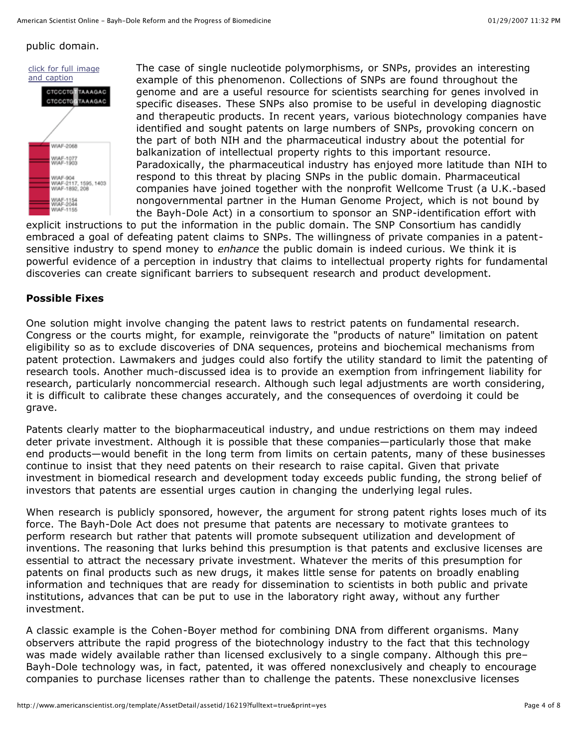public domain.

click for full image and caption

The case of single nucleotide polymorphisms, or SNPs, provides an interesting example of this phenomenon. Collections of SNPs are found throughout the genome and are a useful resource for scientists searching for genes involved in specific diseases. These SNPs also promise to be useful in developing diagnostic and therapeutic products. In recent years, various biotechnology companies have identified and sought patents on large numbers of SNPs, provoking concern on the part of both NIH and the pharmaceutical industry about the potential for balkanization of intellectual property rights to this important resource. Paradoxically, the pharmaceutical industry has enjoyed more latitude than NIH to respond to this threat by placing SNPs in the public domain. Pharmaceutical companies have joined together with the nonprofit Wellcome Trust (a U.K.-based nongovernmental partner in the Human Genome Project, which is not bound by the Bayh-Dole Act) in a consortium to sponsor an SNP-identification effort with explicit instructions to put the information in the public domain. The SNP Consortium has candidly embraced a goal of defeating patent claims to SNPs. The willingness of private companies in a patent-sensitive industry to spend money to *enhance* the public domain is indeed curious. We think it is powerful evidence of a perception in industry that claims to intellectual property rights for fundamental discoveries can create significant barriers to subsequent research and product development.

**Possible Fixes**

One solution might involve changing the patent laws to restrict patents on fundamental research. Congress or the courts might, for example, reinvigorate the "products of nature" limitation on patent eligibility so as to exclude discoveries of DNA sequences, proteins and biochemical mechanisms from patent protection. Lawmakers and judges could also fortify the utility standard to limit the patenting of research tools. Another much-discussed idea is to provide an exemption from infringement liability for research, particularly noncommercial research. Although such legal adjustments are worth considering, it is difficult to calibrate these changes accurately, and the consequences of overdoing it could be grave.

Patents clearly matter to the biopharmaceutical industry, and undue restrictions on them may indeed deter private investment. Although it is possible that these companies—particularly those that make end products—would benefit in the long term from limits on certain patents, many of these businesses continue to insist that they need patents on their research to raise capital. Given that private investment in biomedical research and development today exceeds public funding, the strong belief of investors that patents are essential urges caution in changing the underlying legal rules.

When research is publicly sponsored, however, the argument for strong patent rights loses much of its force. The Bayh-Dole Act does not presume that patents are necessary to motivate grantees to perform research but rather that patents will promote subsequent utilization and development of inventions. The reasoning that lurks behind this presumption is that patents and exclusive licenses are essential to attract the necessary private investment. Whatever the merits of this presumption for patents on final products such as new drugs, it makes little sense for patents on broadly enabling information and techniques that are ready for dissemination to scientists in both public and private institutions, advances that can be put to use in the laboratory right away, without any further investment.

A classic example is the Cohen-Boyer method for combining DNA from different organisms. Many observers attribute the rapid progress of the biotechnology industry to the fact that this technology was made widely available rather than licensed exclusively to a single company. Although this pre–Bayh-Dole technology was, in fact, patented, it was offered nonexclusively and cheaply to encourage companies to purchase licenses rather than to challenge the patents. These nonexclusive licenses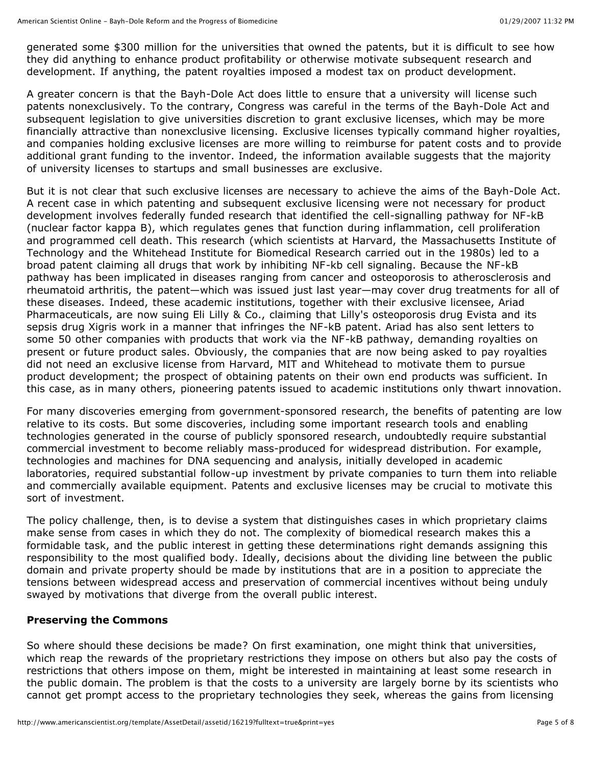generated some $300 million for the universities that owned the patents, but it is difficult to see how they did anything to enhance product profitability or otherwise motivate subsequent research and development. If anything, the patent royalties imposed a modest tax on product development.

A greater concern is that the Bayh-Dole Act does little to ensure that a university will license such patents nonexclusively. To the contrary, Congress was careful in the terms of the Bayh-Dole Act and subsequent legislation to give universities discretion to grant exclusive licenses, which may be more financially attractive than nonexclusive licensing. Exclusive licenses typically command higher royalties, and companies holding exclusive licenses are more willing to reimburse for patent costs and to provide additional grant funding to the inventor. Indeed, the information available suggests that the majority of university licenses to startups and small businesses are exclusive.

But it is not clear that such exclusive licenses are necessary to achieve the aims of the Bayh-Dole Act. A recent case in which patenting and subsequent exclusive licensing were not necessary for product development involves federally funded research that identified the cell-signalling pathway for NF-kB (nuclear factor kappa B), which regulates genes that function during inflammation, cell proliferation and programmed cell death. This research (which scientists at Harvard, the Massachusetts Institute of Technology and the Whitehead Institute for Biomedical Research carried out in the 1980s) led to a broad patent claiming all drugs that work by inhibiting NF-kb cell signaling. Because the NF-kB pathway has been implicated in diseases ranging from cancer and osteoporosis to atherosclerosis and rheumatoid arthritis, the patent—which was issued just last year—may cover drug treatments for all of these diseases. Indeed, these academic institutions, together with their exclusive licensee, Ariad Pharmaceuticals, are now suing Eli Lilly & Co., claiming that Lilly's osteoporosis drug Evista and its sepsis drug Xigris work in a manner that infringes the NF-kB patent. Ariad has also sent letters to some 50 other companies with products that work via the NF-kB pathway, demanding royalties on present or future product sales. Obviously, the companies that are now being asked to pay royalties did not need an exclusive license from Harvard, MIT and Whitehead to motivate them to pursue product development; the prospect of obtaining patents on their own end products was sufficient. In this case, as in many others, pioneering patents issued to academic institutions only thwart innovation.

For many discoveries emerging from government-sponsored research, the benefits of patenting are low relative to its costs. But some discoveries, including some important research tools and enabling technologies generated in the course of publicly sponsored research, undoubtedly require substantial commercial investment to become reliably mass-produced for widespread distribution. For example, technologies and machines for DNA sequencing and analysis, initially developed in academic laboratories, required substantial follow-up investment by private companies to turn them into reliable and commercially available equipment. Patents and exclusive licenses may be crucial to motivate this sort of investment.

The policy challenge, then, is to devise a system that distinguishes cases in which proprietary claims make sense from cases in which they do not. The complexity of biomedical research makes this a formidable task, and the public interest in getting these determinations right demands assigning this responsibility to the most qualified body. Ideally, decisions about the dividing line between the public domain and private property should be made by institutions that are in a position to appreciate the tensions between widespread access and preservation of commercial incentives without being unduly swayed by motivations that diverge from the overall public interest.

**Preserving the Commons**

So where should these decisions be made? On first examination, one might think that universities, which reap the rewards of the proprietary restrictions they impose on others but also pay the costs of restrictions that others impose on them, might be interested in maintaining at least some research in the public domain. The problem is that the costs to a university are largely borne by its scientists who cannot get prompt access to the proprietary technologies they seek, whereas the gains from licensing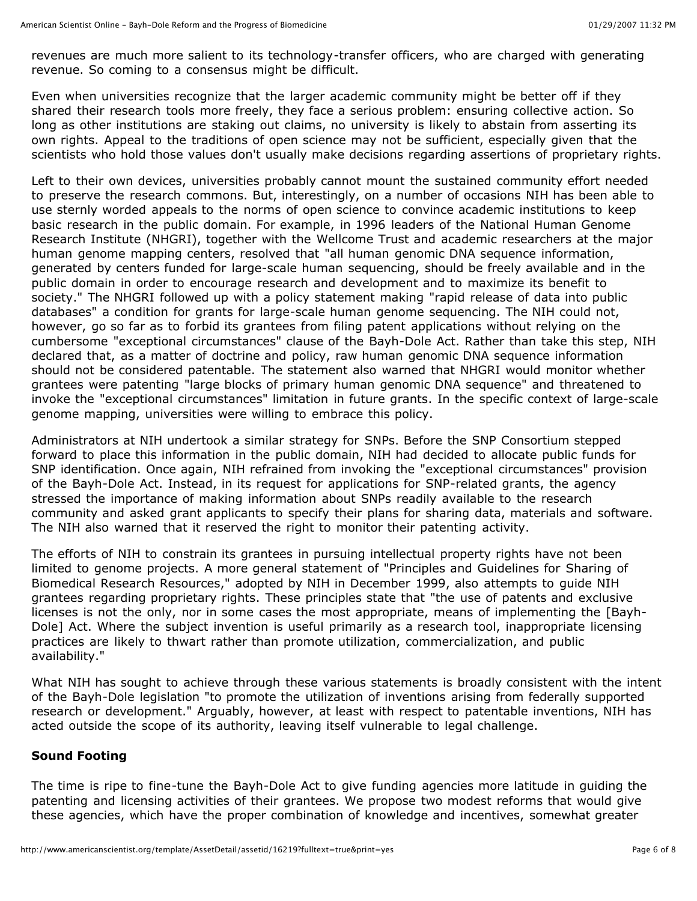revenues are much more salient to its technology-transfer officers, who are charged with generating revenue. So coming to a consensus might be difficult.

Even when universities recognize that the larger academic community might be better off if they shared their research tools more freely, they face a serious problem: ensuring collective action. So long as other institutions are staking out claims, no university is likely to abstain from asserting its own rights. Appeal to the traditions of open science may not be sufficient, especially given that the scientists who hold those values don't usually make decisions regarding assertions of proprietary rights.

Left to their own devices, universities probably cannot mount the sustained community effort needed to preserve the research commons. But, interestingly, on a number of occasions NIH has been able to use sternly worded appeals to the norms of open science to convince academic institutions to keep basic research in the public domain. For example, in 1996 leaders of the National Human Genome Research Institute (NHGRI), together with the Wellcome Trust and academic researchers at the major human genome mapping centers, resolved that "all human genomic DNA sequence information, generated by centers funded for large-scale human sequencing, should be freely available and in the public domain in order to encourage research and development and to maximize its benefit to society." The NHGRI followed up with a policy statement making "rapid release of data into public databases" a condition for grants for large-scale human genome sequencing. The NIH could not, however, go so far as to forbid its grantees from filing patent applications without relying on the cumbersome "exceptional circumstances" clause of the Bayh-Dole Act. Rather than take this step, NIH declared that, as a matter of doctrine and policy, raw human genomic DNA sequence information should not be considered patentable. The statement also warned that NHGRI would monitor whether grantees were patenting "large blocks of primary human genomic DNA sequence" and threatened to invoke the "exceptional circumstances" limitation in future grants. In the specific context of large-scale genome mapping, universities were willing to embrace this policy.

Administrators at NIH undertook a similar strategy for SNPs. Before the SNP Consortium stepped forward to place this information in the public domain, NIH had decided to allocate public funds for SNP identification. Once again, NIH refrained from invoking the "exceptional circumstances" provision of the Bayh-Dole Act. Instead, in its request for applications for SNP-related grants, the agency stressed the importance of making information about SNPs readily available to the research community and asked grant applicants to specify their plans for sharing data, materials and software. The NIH also warned that it reserved the right to monitor their patenting activity.

The efforts of NIH to constrain its grantees in pursuing intellectual property rights have not been limited to genome projects. A more general statement of "Principles and Guidelines for Sharing of Biomedical Research Resources," adopted by NIH in December 1999, also attempts to guide NIH grantees regarding proprietary rights. These principles state that "the use of patents and exclusive licenses is not the only, nor in some cases the most appropriate, means of implementing the [Bayh-Dole] Act. Where the subject invention is useful primarily as a research tool, inappropriate licensing practices are likely to thwart rather than promote utilization, commercialization, and public availability."

What NIH has sought to achieve through these various statements is broadly consistent with the intent of the Bayh-Dole legislation "to promote the utilization of inventions arising from federally supported research or development." Arguably, however, at least with respect to patentable inventions, NIH has acted outside the scope of its authority, leaving itself vulnerable to legal challenge.

### Sound Footing

The time is ripe to fine-tune the Bayh-Dole Act to give funding agencies more latitude in guiding the patenting and licensing activities of their grantees. We propose two modest reforms that would give these agencies, which have the proper combination of knowledge and incentives, somewhat greater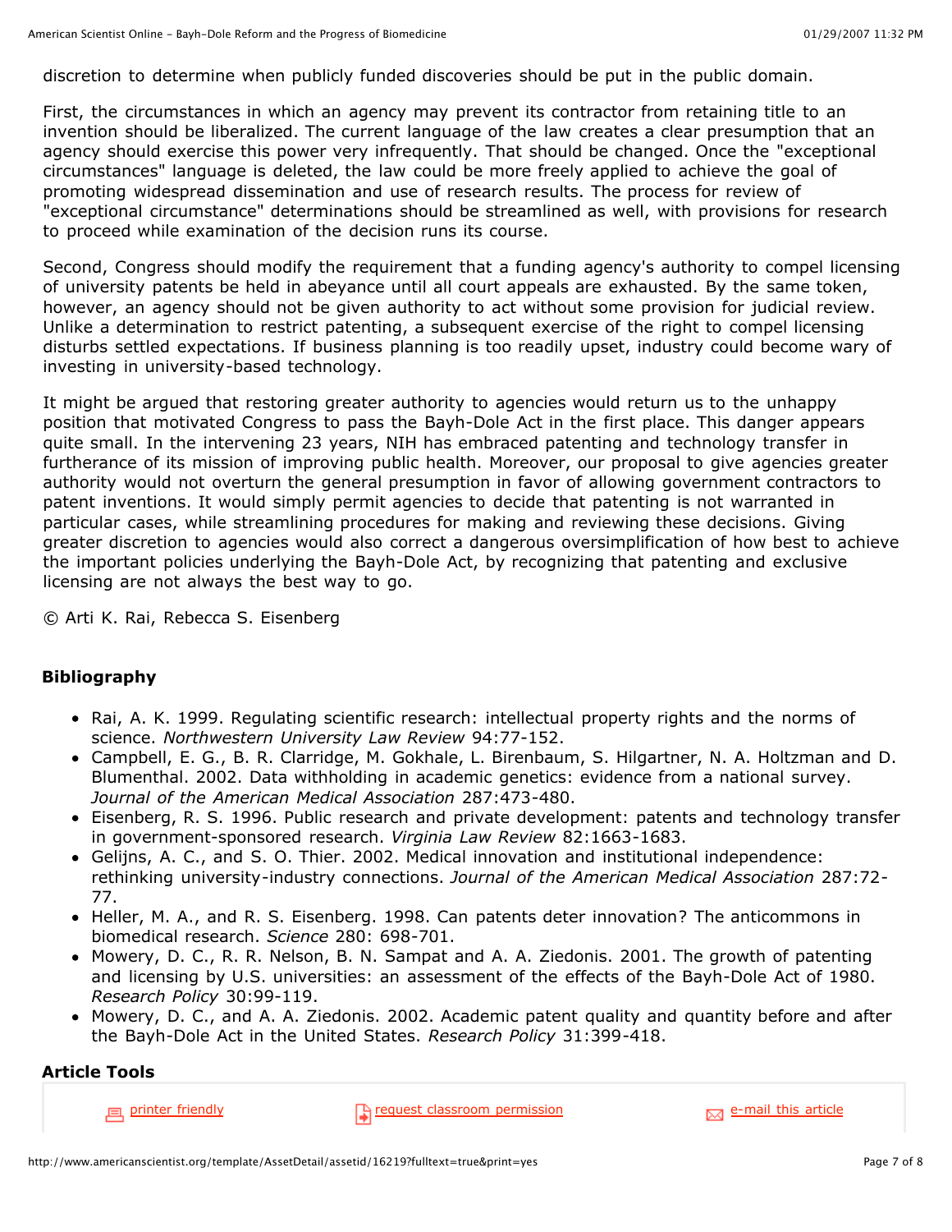discretion to determine when publicly funded discoveries should be put in the public domain.

First, the circumstances in which an agency may prevent its contractor from retaining title to an invention should be liberalized. The current language of the law creates a clear presumption that an agency should exercise this power very infrequently. That should be changed. Once the "exceptional circumstances" language is deleted, the law could be more freely applied to achieve the goal of promoting widespread dissemination and use of research results. The process for review of "exceptional circumstance" determinations should be streamlined as well, with provisions for research to proceed while examination of the decision runs its course.

Second, Congress should modify the requirement that a funding agency's authority to compel licensing of university patents be held in abeyance until all court appeals are exhausted. By the same token, however, an agency should not be given authority to act without some provision for judicial review. Unlike a determination to restrict patenting, a subsequent exercise of the right to compel licensing disturbs settled expectations. If business planning is too readily upset, industry could become wary of investing in university-based technology.

It might be argued that restoring greater authority to agencies would return us to the unhappy position that motivated Congress to pass the Bayh-Dole Act in the first place. This danger appears quite small. In the intervening 23 years, NIH has embraced patenting and technology transfer in furtherance of its mission of improving public health. Moreover, our proposal to give agencies greater authority would not overturn the general presumption in favor of allowing government contractors to patent inventions. It would simply permit agencies to decide that patenting is not warranted in particular cases, while streamlining procedures for making and reviewing these decisions. Giving greater discretion to agencies would also correct a dangerous oversimplification of how best to achieve the important policies underlying the Bayh-Dole Act, by recognizing that patenting and exclusive licensing are not always the best way to go.

© Arti K. Rai, Rebecca S. Eisenberg

## Bibliography

- Rai, A. K. 1999. Regulating scientific research: intellectual property rights and the norms of science. *Northwestern University Law Review* 94:77-152.
- Campbell, E. G., B. R. Clarridge, M. Gokhale, L. Birenbaum, S. Hilgartner, N. A. Holtzman and D. Blumenthal. 2002. Data withholding in academic genetics: evidence from a national survey. *Journal of the American Medical Association* 287:473-480.
- Eisenberg, R. S. 1996. Public research and private development: patents and technology transfer in government-sponsored research. *Virginia Law Review* 82:1663-1683.
- Gelijns, A. C., and S. O. Thier. 2002. Medical innovation and institutional independence: rethinking university-industry connections. *Journal of the American Medical Association* 287:72-77.
- Heller, M. A., and R. S. Eisenberg. 1998. Can patents deter innovation? The anticommons in biomedical research. *Science* 280: 698-701.
- Mowery, D. C., R. R. Nelson, B. N. Sampat and A. A. Ziedonis. 2001. The growth of patenting and licensing by U.S. universities: an assessment of the effects of the Bayh-Dole Act of 1980. *Research Policy* 30:99-119.
- Mowery, D. C., and A. A. Ziedonis. 2002. Academic patent quality and quantity before and after the Bayh-Dole Act in the United States. *Research Policy* 31:399-418.

## Article Tools

printer friendly | request classroom permission | e-mail this article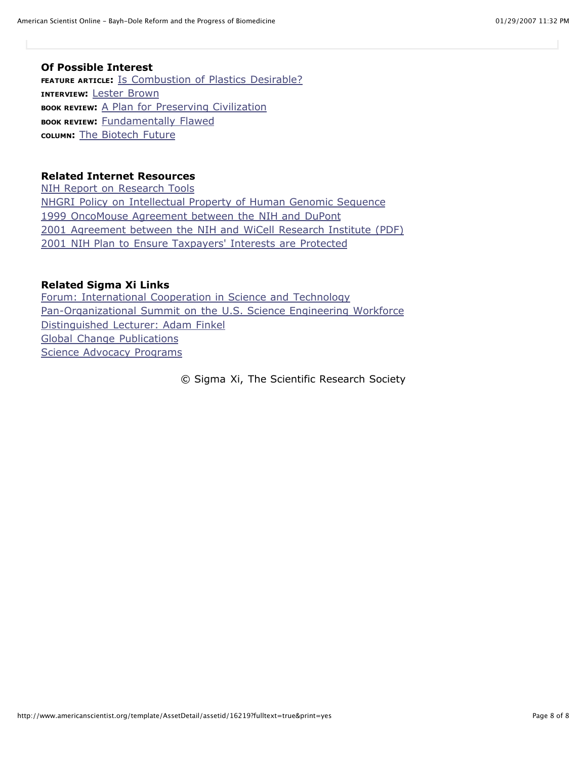### Of Possible Interest

**FEATURE ARTICLE:** Is Combustion of Plastics Desirable?

**INTERVIEW:** Lester Brown

**BOOK REVIEW:** A Plan for Preserving Civilization

**BOOK REVIEW:** Fundamentally Flawed

**COLUMN:** The Biotech Future

### Related Internet Resources

NIH Report on Research Tools

NHGRI Policy on Intellectual Property of Human Genomic Sequence

1999 OncoMouse Agreement between the NIH and DuPont

2001 Agreement between the NIH and WiCell Research Institute (PDF)

2001 NIH Plan to Ensure Taxpayers' Interests are Protected

### Related Sigma Xi Links

Forum: International Cooperation in Science and Technology

Pan-Organizational Summit on the U.S. Science Engineering Workforce

Distinguished Lecturer: Adam Finkel

Global Change Publications

Science Advocacy Programs

© Sigma Xi, The Scientific Research Society